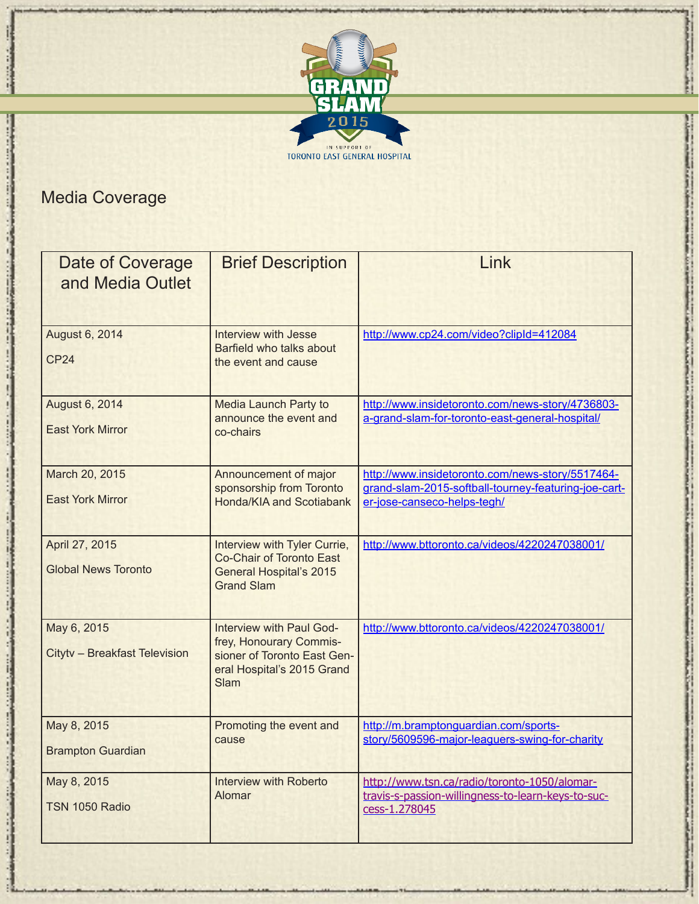GRAND SLAM 2015

IN SUPPORT OF TORONTO EAST GENERAL HOSPITAL

## Media Coverage

| Date of Coverage and Media Outlet | Brief Description | Link |
| --- | --- | --- |
| August 6, 2014<br>CP24 | Interview with Jesse Barfield who talks about the event and cause | http://www.cp24.com/video?clipId=412084 |
| August 6, 2014<br>East York Mirror | Media Launch Party to announce the event and co-chairs | http://www.insidetoronto.com/news-story/4736803-a-grand-slam-for-toronto-east-general-hospital/ |
| March 20, 2015<br>East York Mirror | Announcement of major sponsorship from Toronto Honda/KIA and Scotiabank | http://www.insidetoronto.com/news-story/5517464-grand-slam-2015-softball-tourney-featuring-joe-carter-jose-canseco-helps-tegh/ |
| April 27, 2015<br>Global News Toronto | Interview with Tyler Currie, Co-Chair of Toronto East General Hospital's 2015 Grand Slam | http://www.bttoronto.ca/videos/4220247038001/ |
| May 6, 2015<br>Citytv – Breakfast Television | Interview with Paul Godfrey, Honourary Commissioner of Toronto East General Hospital's 2015 Grand Slam | http://www.bttoronto.ca/videos/4220247038001/ |
| May 8, 2015<br>Brampton Guardian | Promoting the event and cause | http://m.bramptonguardian.com/sports-story/5609596-major-leaguers-swing-for-charity |
| May 8, 2015<br>TSN 1050 Radio | Interview with Roberto Alomar | http://www.tsn.ca/radio/toronto-1050/alomar-travis-s-passion-willingness-to-learn-keys-to-success-1.278045 |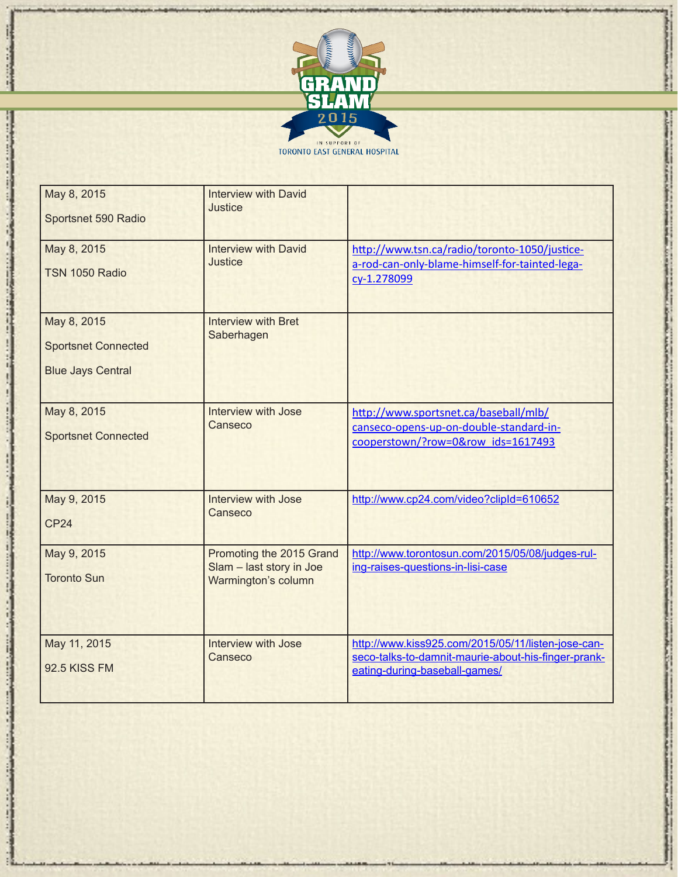| | | |
|---|---|---|
| May 8, 2015<br>Sportsnet 590 Radio | Interview with David Justice | |
| May 8, 2015<br>TSN 1050 Radio | Interview with David Justice | http://www.tsn.ca/radio/toronto-1050/justice-a-rod-can-only-blame-himself-for-tainted-legacy-1.278099 |
| May 8, 2015<br>Sportsnet Connected<br>Blue Jays Central | Interview with Bret Saberhagen | |
| May 8, 2015<br>Sportsnet Connected | Interview with Jose Canseco | http://www.sportsnet.ca/baseball/mlb/canseco-opens-up-on-double-standard-in-cooperstown/?row=0&row_ids=1617493 |
| May 9, 2015<br>CP24 | Interview with Jose Canseco | http://www.cp24.com/video?clipId=610652 |
| May 9, 2015<br>Toronto Sun | Promoting the 2015 Grand Slam – last story in Joe Warmington's column | http://www.torontosun.com/2015/05/08/judges-ruling-raises-questions-in-lisi-case |
| May 11, 2015<br>92.5 KISS FM | Interview with Jose Canseco | http://www.kiss925.com/2015/05/11/listen-jose-canseco-talks-to-damnit-maurie-about-his-finger-prank-eating-during-baseball-games/ |